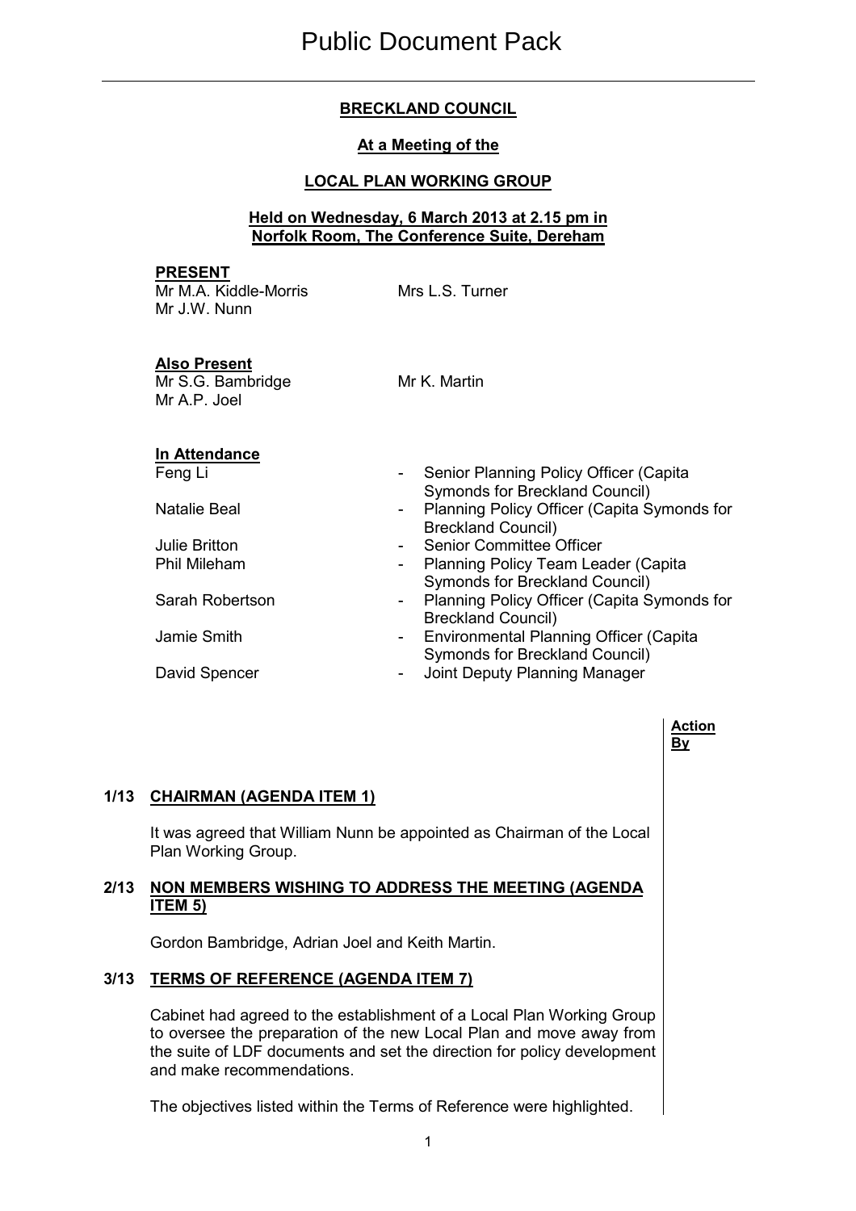# Public Document Pack

## BRECKLAND COUNCIL

### At a Meeting of the

### LOCAL PLAN WORKING GROUP

**Held on Wednesday, 6 March 2013 at 2.15 pm in Norfolk Room, The Conference Suite, Dereham**

**PRESENT**

Mr M.A. Kiddle-Morris
Mr J.W. Nunn
Mrs L.S. Turner

**Also Present**

Mr S.G. Bambridge
Mr A.P. Joel
Mr K. Martin

**In Attendance**

| | |
|---|---|
| Feng Li | - Senior Planning Policy Officer (Capita Symonds for Breckland Council) |
| Natalie Beal | - Planning Policy Officer (Capita Symonds for Breckland Council) |
| Julie Britton | - Senior Committee Officer |
| Phil Mileham | - Planning Policy Team Leader (Capita Symonds for Breckland Council) |
| Sarah Robertson | - Planning Policy Officer (Capita Symonds for Breckland Council) |
| Jamie Smith | - Environmental Planning Officer (Capita Symonds for Breckland Council) |
| David Spencer | - Joint Deputy Planning Manager |

**Action By**

### 1/13 CHAIRMAN (AGENDA ITEM 1)

It was agreed that William Nunn be appointed as Chairman of the Local Plan Working Group.

### 2/13 NON MEMBERS WISHING TO ADDRESS THE MEETING (AGENDA ITEM 5)

Gordon Bambridge, Adrian Joel and Keith Martin.

### 3/13 TERMS OF REFERENCE (AGENDA ITEM 7)

Cabinet had agreed to the establishment of a Local Plan Working Group to oversee the preparation of the new Local Plan and move away from the suite of LDF documents and set the direction for policy development and make recommendations.

The objectives listed within the Terms of Reference were highlighted.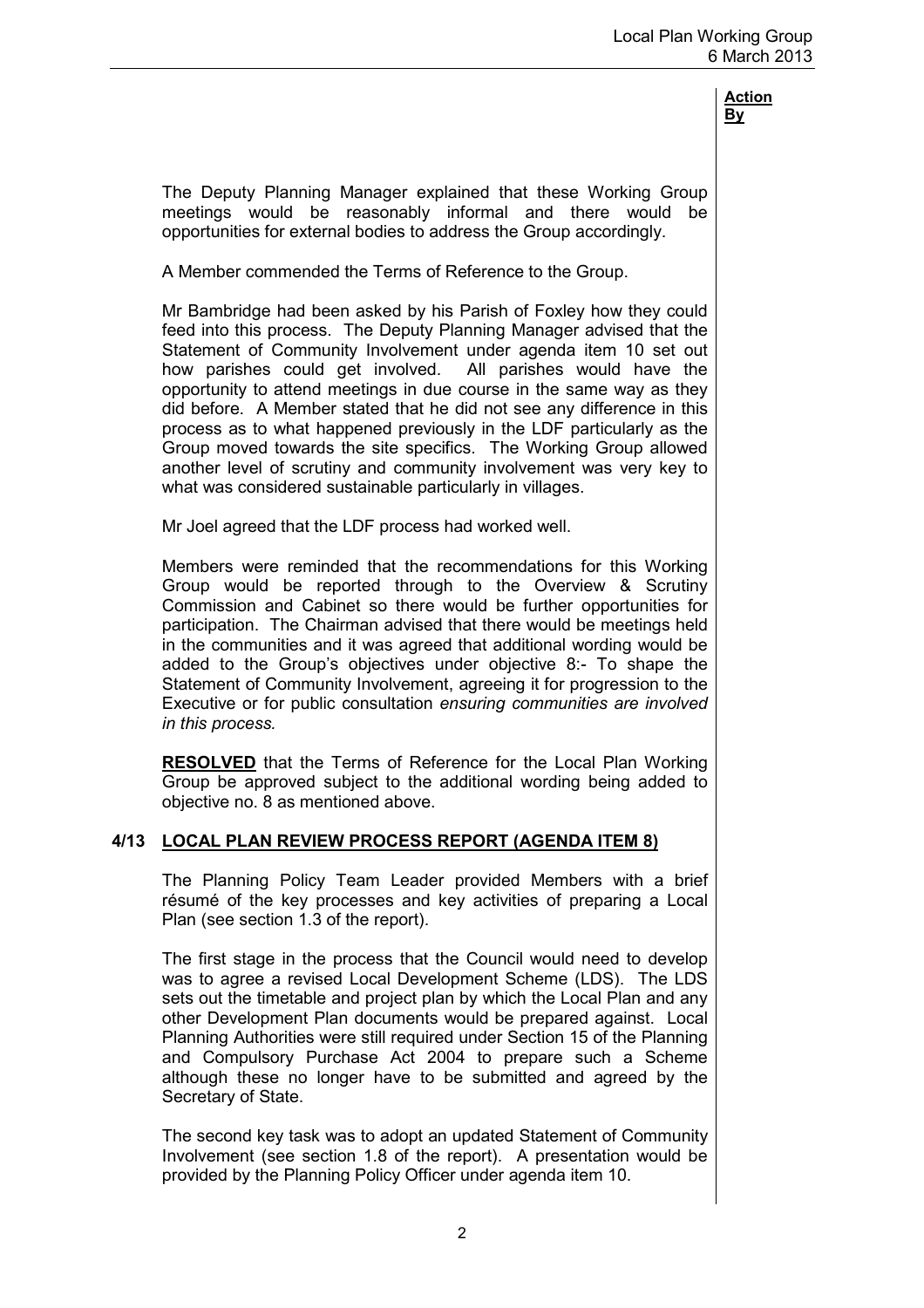**Action By**

The Deputy Planning Manager explained that these Working Group meetings would be reasonably informal and there would be opportunities for external bodies to address the Group accordingly.

A Member commended the Terms of Reference to the Group.

Mr Bambridge had been asked by his Parish of Foxley how they could feed into this process. The Deputy Planning Manager advised that the Statement of Community Involvement under agenda item 10 set out how parishes could get involved. All parishes would have the opportunity to attend meetings in due course in the same way as they did before. A Member stated that he did not see any difference in this process as to what happened previously in the LDF particularly as the Group moved towards the site specifics. The Working Group allowed another level of scrutiny and community involvement was very key to what was considered sustainable particularly in villages.

Mr Joel agreed that the LDF process had worked well.

Members were reminded that the recommendations for this Working Group would be reported through to the Overview & Scrutiny Commission and Cabinet so there would be further opportunities for participation. The Chairman advised that there would be meetings held in the communities and it was agreed that additional wording would be added to the Group's objectives under objective 8:- To shape the Statement of Community Involvement, agreeing it for progression to the Executive or for public consultation *ensuring communities are involved in this process.*

**RESOLVED** that the Terms of Reference for the Local Plan Working Group be approved subject to the additional wording being added to objective no. 8 as mentioned above.

## 4/13 LOCAL PLAN REVIEW PROCESS REPORT (AGENDA ITEM 8)

The Planning Policy Team Leader provided Members with a brief résumé of the key processes and key activities of preparing a Local Plan (see section 1.3 of the report).

The first stage in the process that the Council would need to develop was to agree a revised Local Development Scheme (LDS). The LDS sets out the timetable and project plan by which the Local Plan and any other Development Plan documents would be prepared against. Local Planning Authorities were still required under Section 15 of the Planning and Compulsory Purchase Act 2004 to prepare such a Scheme although these no longer have to be submitted and agreed by the Secretary of State.

The second key task was to adopt an updated Statement of Community Involvement (see section 1.8 of the report). A presentation would be provided by the Planning Policy Officer under agenda item 10.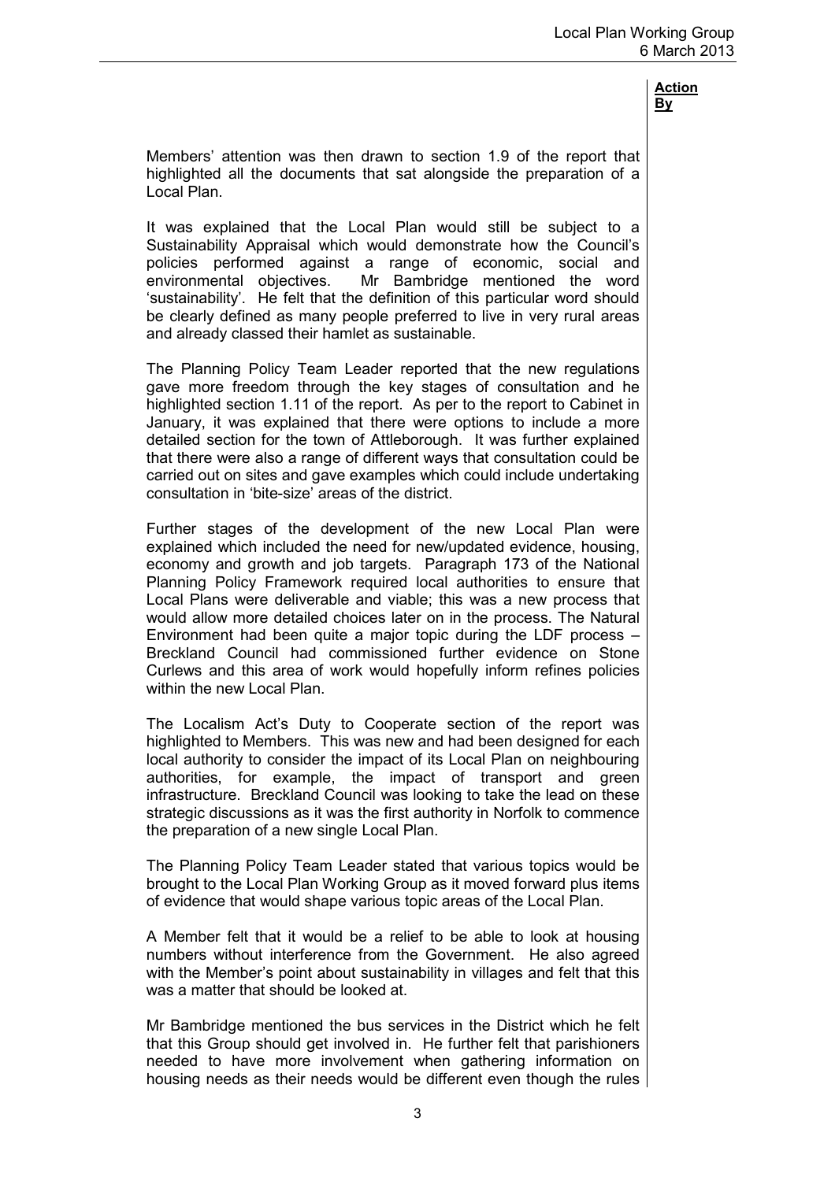**Action By**

Members' attention was then drawn to section 1.9 of the report that highlighted all the documents that sat alongside the preparation of a Local Plan.

It was explained that the Local Plan would still be subject to a Sustainability Appraisal which would demonstrate how the Council's policies performed against a range of economic, social and environmental objectives. Mr Bambridge mentioned the word 'sustainability'. He felt that the definition of this particular word should be clearly defined as many people preferred to live in very rural areas and already classed their hamlet as sustainable.

The Planning Policy Team Leader reported that the new regulations gave more freedom through the key stages of consultation and he highlighted section 1.11 of the report. As per to the report to Cabinet in January, it was explained that there were options to include a more detailed section for the town of Attleborough. It was further explained that there were also a range of different ways that consultation could be carried out on sites and gave examples which could include undertaking consultation in 'bite-size' areas of the district.

Further stages of the development of the new Local Plan were explained which included the need for new/updated evidence, housing, economy and growth and job targets. Paragraph 173 of the National Planning Policy Framework required local authorities to ensure that Local Plans were deliverable and viable; this was a new process that would allow more detailed choices later on in the process. The Natural Environment had been quite a major topic during the LDF process – Breckland Council had commissioned further evidence on Stone Curlews and this area of work would hopefully inform refines policies within the new Local Plan.

The Localism Act's Duty to Cooperate section of the report was highlighted to Members. This was new and had been designed for each local authority to consider the impact of its Local Plan on neighbouring authorities, for example, the impact of transport and green infrastructure. Breckland Council was looking to take the lead on these strategic discussions as it was the first authority in Norfolk to commence the preparation of a new single Local Plan.

The Planning Policy Team Leader stated that various topics would be brought to the Local Plan Working Group as it moved forward plus items of evidence that would shape various topic areas of the Local Plan.

A Member felt that it would be a relief to be able to look at housing numbers without interference from the Government. He also agreed with the Member's point about sustainability in villages and felt that this was a matter that should be looked at.

Mr Bambridge mentioned the bus services in the District which he felt that this Group should get involved in. He further felt that parishioners needed to have more involvement when gathering information on housing needs as their needs would be different even though the rules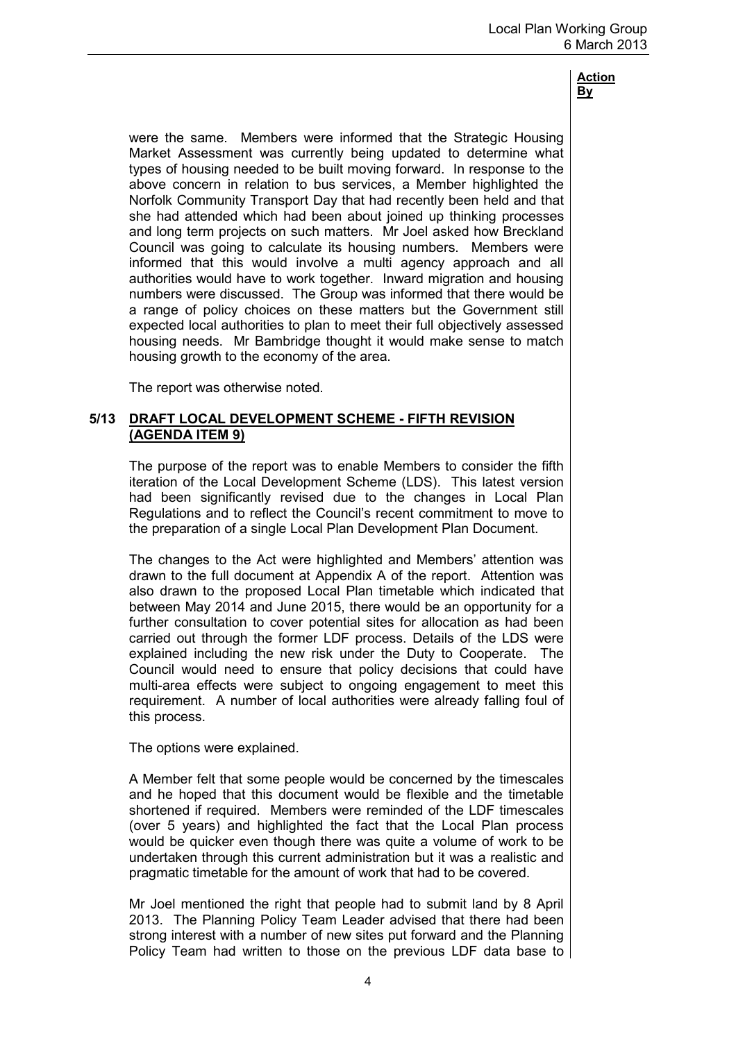**Action By**

were the same. Members were informed that the Strategic Housing Market Assessment was currently being updated to determine what types of housing needed to be built moving forward. In response to the above concern in relation to bus services, a Member highlighted the Norfolk Community Transport Day that had recently been held and that she had attended which had been about joined up thinking processes and long term projects on such matters. Mr Joel asked how Breckland Council was going to calculate its housing numbers. Members were informed that this would involve a multi agency approach and all authorities would have to work together. Inward migration and housing numbers were discussed. The Group was informed that there would be a range of policy choices on these matters but the Government still expected local authorities to plan to meet their full objectively assessed housing needs. Mr Bambridge thought it would make sense to match housing growth to the economy of the area.

The report was otherwise noted.

## 5/13 DRAFT LOCAL DEVELOPMENT SCHEME - FIFTH REVISION (AGENDA ITEM 9)

The purpose of the report was to enable Members to consider the fifth iteration of the Local Development Scheme (LDS). This latest version had been significantly revised due to the changes in Local Plan Regulations and to reflect the Council's recent commitment to move to the preparation of a single Local Plan Development Plan Document.

The changes to the Act were highlighted and Members' attention was drawn to the full document at Appendix A of the report. Attention was also drawn to the proposed Local Plan timetable which indicated that between May 2014 and June 2015, there would be an opportunity for a further consultation to cover potential sites for allocation as had been carried out through the former LDF process. Details of the LDS were explained including the new risk under the Duty to Cooperate. The Council would need to ensure that policy decisions that could have multi-area effects were subject to ongoing engagement to meet this requirement. A number of local authorities were already falling foul of this process.

The options were explained.

A Member felt that some people would be concerned by the timescales and he hoped that this document would be flexible and the timetable shortened if required. Members were reminded of the LDF timescales (over 5 years) and highlighted the fact that the Local Plan process would be quicker even though there was quite a volume of work to be undertaken through this current administration but it was a realistic and pragmatic timetable for the amount of work that had to be covered.

Mr Joel mentioned the right that people had to submit land by 8 April 2013. The Planning Policy Team Leader advised that there had been strong interest with a number of new sites put forward and the Planning Policy Team had written to those on the previous LDF data base to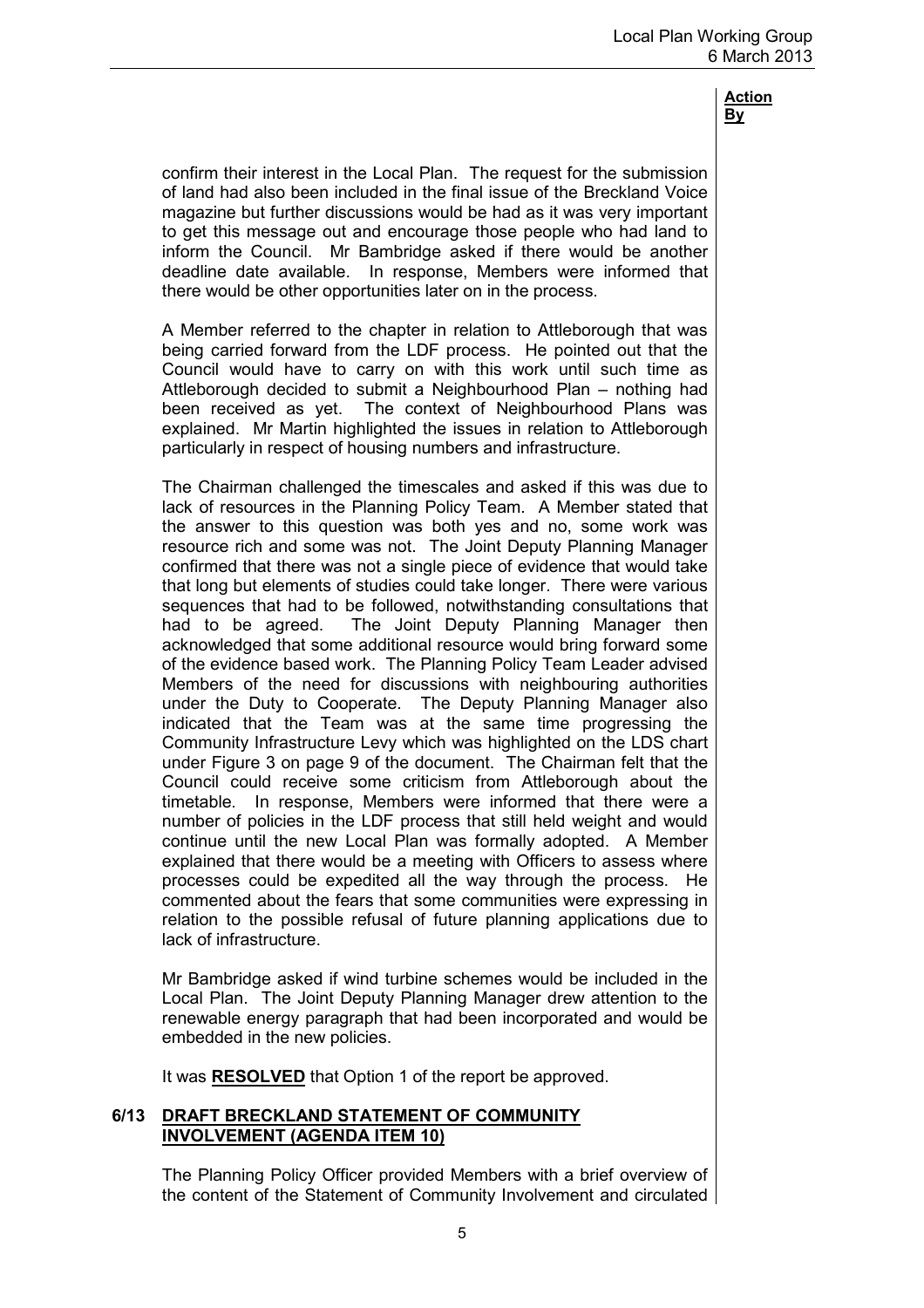**Action By**

confirm their interest in the Local Plan. The request for the submission of land had also been included in the final issue of the Breckland Voice magazine but further discussions would be had as it was very important to get this message out and encourage those people who had land to inform the Council. Mr Bambridge asked if there would be another deadline date available. In response, Members were informed that there would be other opportunities later on in the process.

A Member referred to the chapter in relation to Attleborough that was being carried forward from the LDF process. He pointed out that the Council would have to carry on with this work until such time as Attleborough decided to submit a Neighbourhood Plan – nothing had been received as yet. The context of Neighbourhood Plans was explained. Mr Martin highlighted the issues in relation to Attleborough particularly in respect of housing numbers and infrastructure.

The Chairman challenged the timescales and asked if this was due to lack of resources in the Planning Policy Team. A Member stated that the answer to this question was both yes and no, some work was resource rich and some was not. The Joint Deputy Planning Manager confirmed that there was not a single piece of evidence that would take that long but elements of studies could take longer. There were various sequences that had to be followed, notwithstanding consultations that had to be agreed. The Joint Deputy Planning Manager then acknowledged that some additional resource would bring forward some of the evidence based work. The Planning Policy Team Leader advised Members of the need for discussions with neighbouring authorities under the Duty to Cooperate. The Deputy Planning Manager also indicated that the Team was at the same time progressing the Community Infrastructure Levy which was highlighted on the LDS chart under Figure 3 on page 9 of the document. The Chairman felt that the Council could receive some criticism from Attleborough about the timetable. In response, Members were informed that there were a number of policies in the LDF process that still held weight and would continue until the new Local Plan was formally adopted. A Member explained that there would be a meeting with Officers to assess where processes could be expedited all the way through the process. He commented about the fears that some communities were expressing in relation to the possible refusal of future planning applications due to lack of infrastructure.

Mr Bambridge asked if wind turbine schemes would be included in the Local Plan. The Joint Deputy Planning Manager drew attention to the renewable energy paragraph that had been incorporated and would be embedded in the new policies.

It was **RESOLVED** that Option 1 of the report be approved.

## 6/13 DRAFT BRECKLAND STATEMENT OF COMMUNITY INVOLVEMENT (AGENDA ITEM 10)

The Planning Policy Officer provided Members with a brief overview of the content of the Statement of Community Involvement and circulated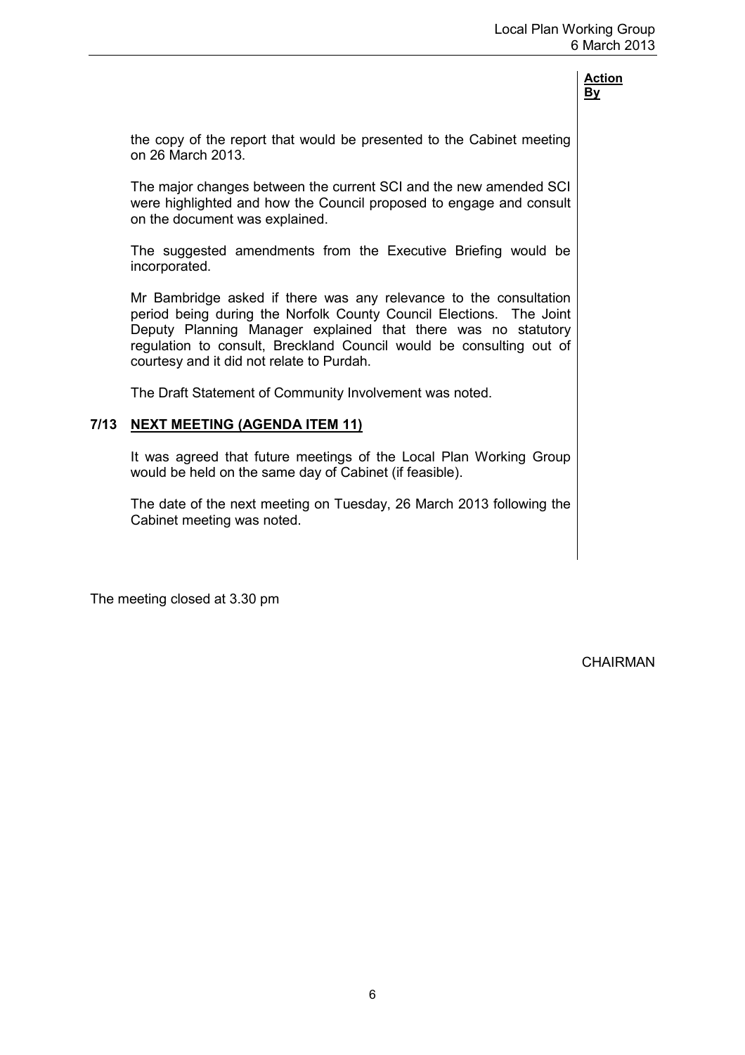**Action By**

the copy of the report that would be presented to the Cabinet meeting on 26 March 2013.

The major changes between the current SCI and the new amended SCI were highlighted and how the Council proposed to engage and consult on the document was explained.

The suggested amendments from the Executive Briefing would be incorporated.

Mr Bambridge asked if there was any relevance to the consultation period being during the Norfolk County Council Elections. The Joint Deputy Planning Manager explained that there was no statutory regulation to consult, Breckland Council would be consulting out of courtesy and it did not relate to Purdah.

The Draft Statement of Community Involvement was noted.

## 7/13 NEXT MEETING (AGENDA ITEM 11)

It was agreed that future meetings of the Local Plan Working Group would be held on the same day of Cabinet (if feasible).

The date of the next meeting on Tuesday, 26 March 2013 following the Cabinet meeting was noted.

The meeting closed at 3.30 pm

CHAIRMAN